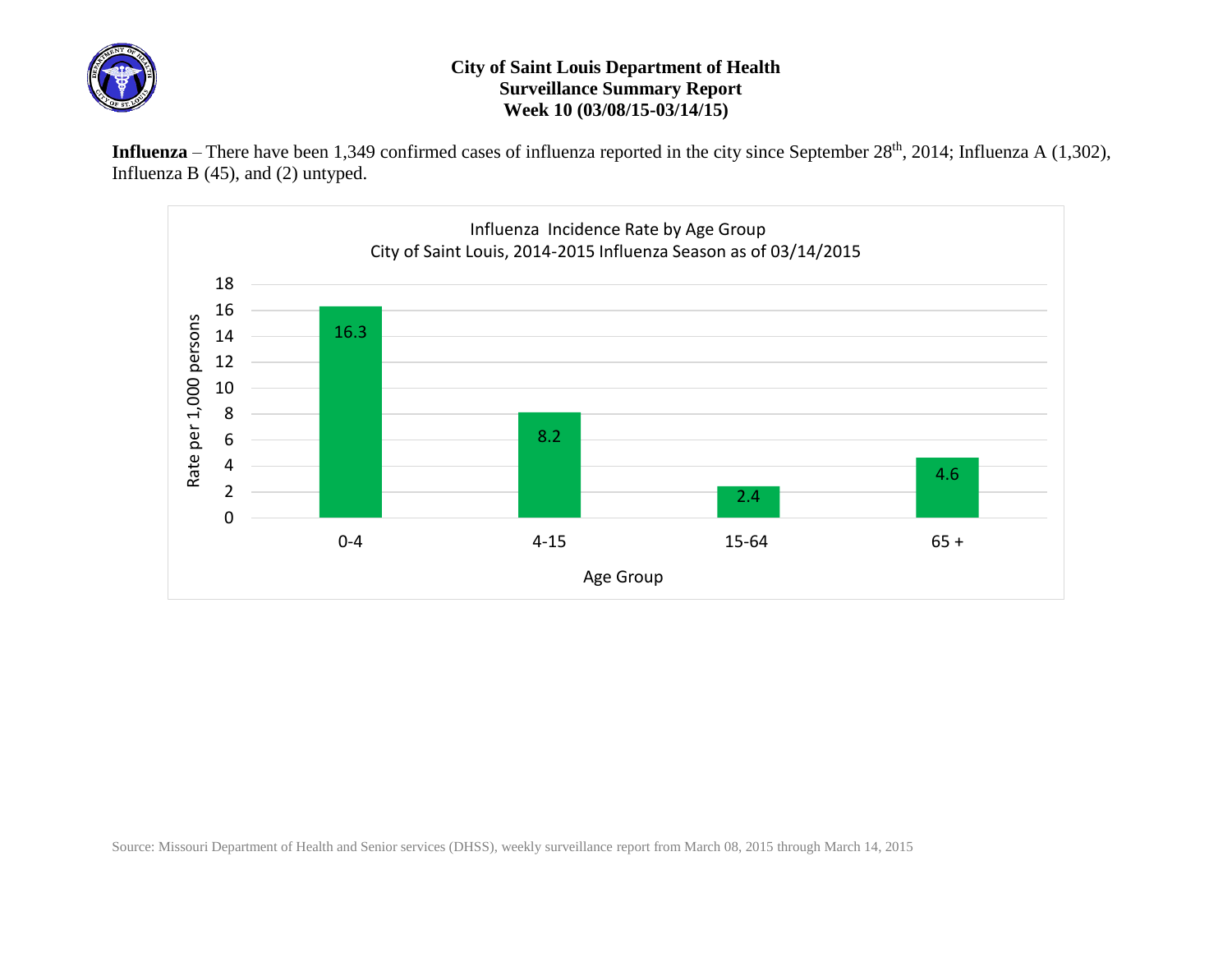# City of Saint Louis Department of Health
## Surveillance Summary Report
### Week 10 (03/08/15-03/14/15)

**Influenza** – There have been 1,349 confirmed cases of influenza reported in the city since September 28th, 2014; Influenza A (1,302), Influenza B (45), and (2) untyped.

Influenza Incidence Rate by Age Group
City of Saint Louis, 2014-2015 Influenza Season as of 03/14/2015

| Age Group | Rate per 1,000 persons |
|---|---|
| 0-4 | 16.3 |
| 4-15 | 8.2 |
| 15-64 | 2.4 |
| 65 + | 4.6 |

Source: Missouri Department of Health and Senior services (DHSS), weekly surveillance report from March 08, 2015 through March 14, 2015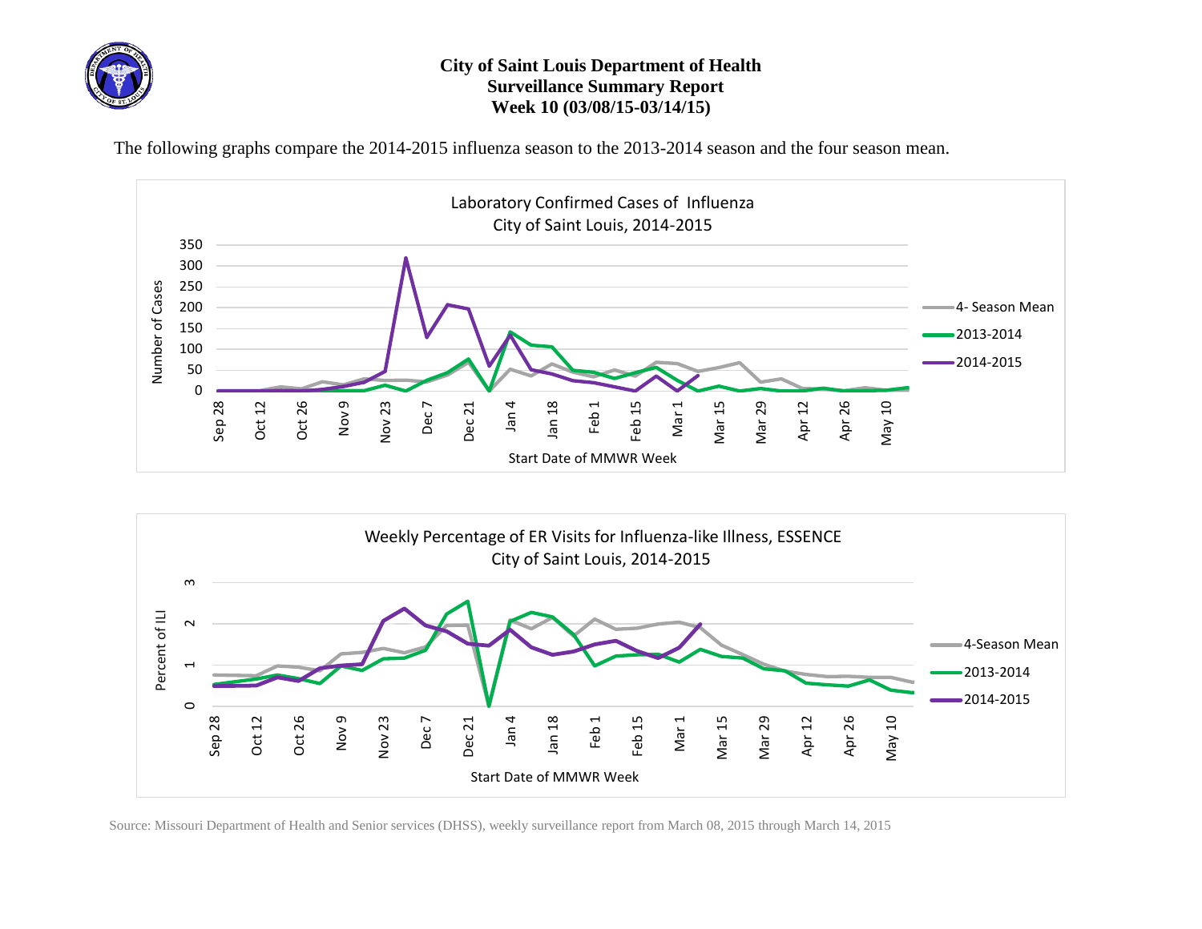**City of Saint Louis Department of Health**
**Surveillance Summary Report**
**Week 10 (03/08/15-03/14/15)**

The following graphs compare the 2014-2015 influenza season to the 2013-2014 season and the four season mean.

Laboratory Confirmed Cases of Influenza
City of Saint Louis, 2014-2015

Number of Cases

350
300
250
200
150
100
50
0

Sep 28, Oct 12, Oct 26, Nov 9, Nov 23, Dec 7, Dec 21, Jan 4, Jan 18, Feb 1, Feb 15, Mar 1, Mar 15, Mar 29, Apr 12, Apr 26, May 10

Start Date of MMWR Week

4- Season Mean
2013-2014
2014-2015

Weekly Percentage of ER Visits for Influenza-like Illness, ESSENCE
City of Saint Louis, 2014-2015

Percent of ILI

3
2
1
0

Sep 28, Oct 12, Oct 26, Nov 9, Nov 23, Dec 7, Dec 21, Jan 4, Jan 18, Feb 1, Feb 15, Mar 1, Mar 15, Mar 29, Apr 12, Apr 26, May 10

Start Date of MMWR Week

4-Season Mean
2013-2014
2014-2015

Source: Missouri Department of Health and Senior services (DHSS), weekly surveillance report from March 08, 2015 through March 14, 2015